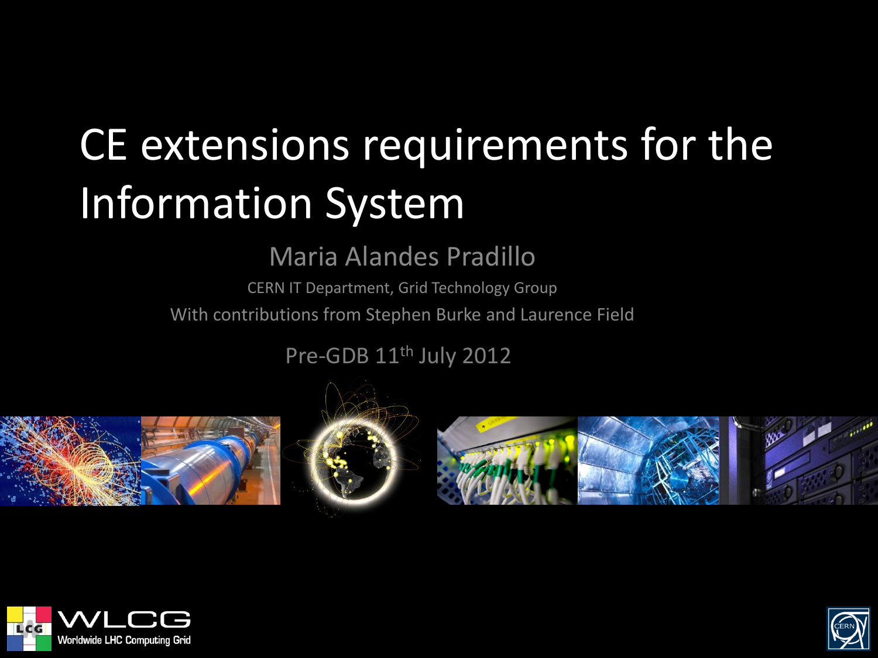# CE extensions requirements for the Information System

Maria Alandes Pradillo

CERN IT Department, Grid Technology Group

With contributions from Stephen Burke and Laurence Field

Pre-GDB 11th July 2012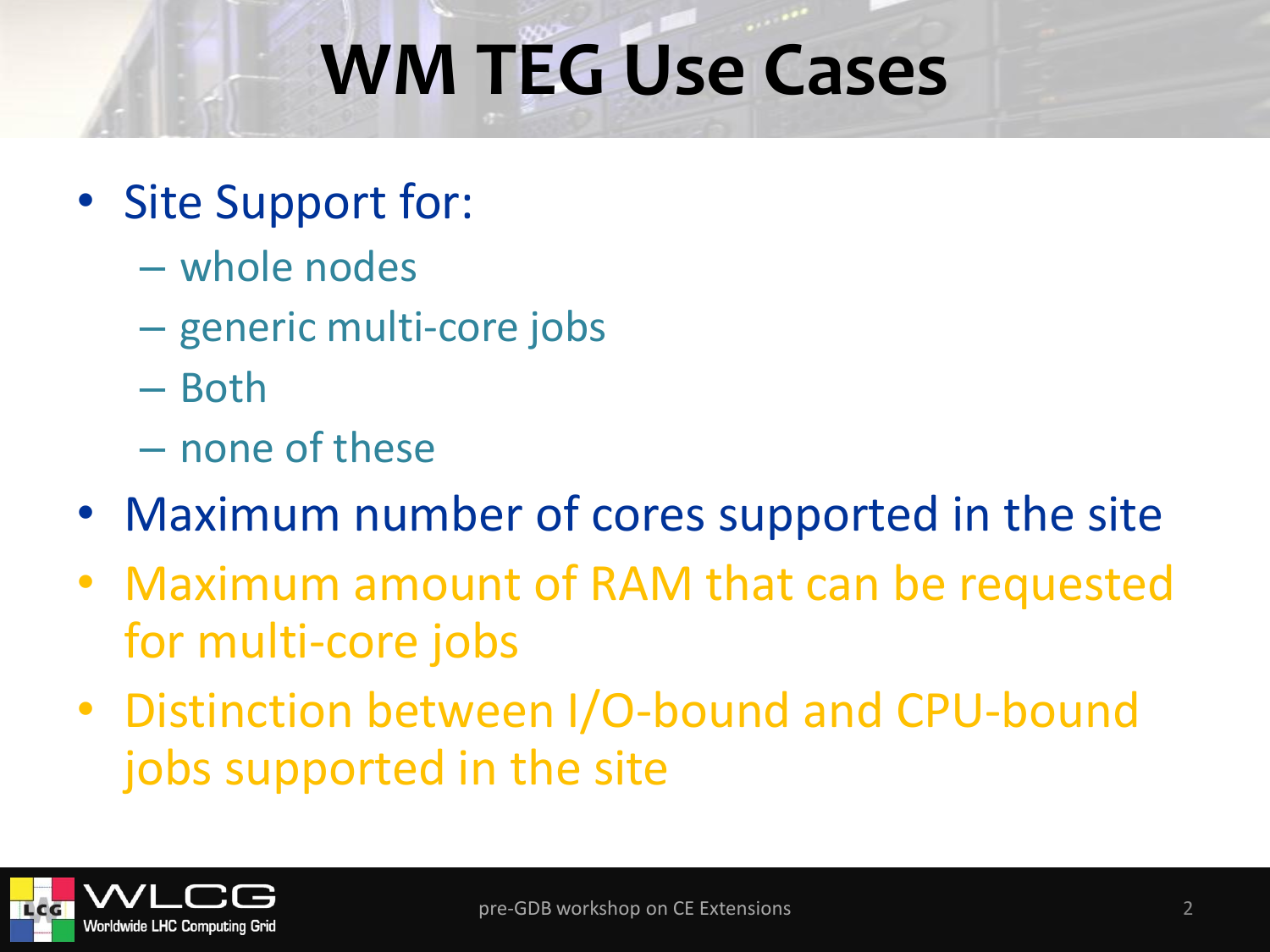# WM TEG Use Cases

- Site Support for:
  - whole nodes
  - generic multi-core jobs
  - Both
  - none of these
- Maximum number of cores supported in the site
- Maximum amount of RAM that can be requested for multi-core jobs
- Distinction between I/O-bound and CPU-bound jobs supported in the site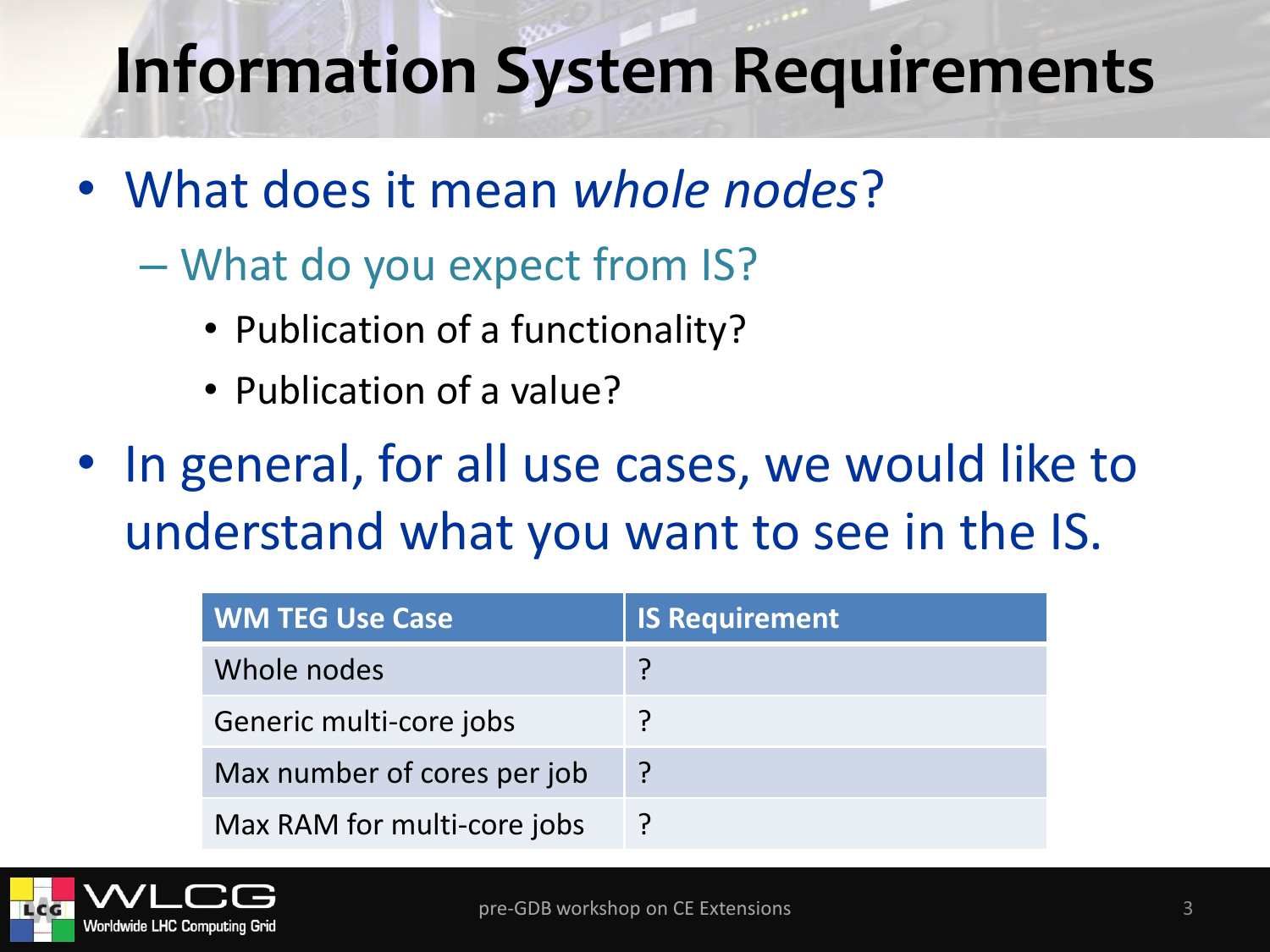# Information System Requirements

- What does it mean *whole nodes*?
  - What do you expect from IS?
    - Publication of a functionality?
    - Publication of a value?
- In general, for all use cases, we would like to understand what you want to see in the IS.

| WM TEG Use Case | IS Requirement |
|---|---|
| Whole nodes | ? |
| Generic multi-core jobs | ? |
| Max number of cores per job | ? |
| Max RAM for multi-core jobs | ? |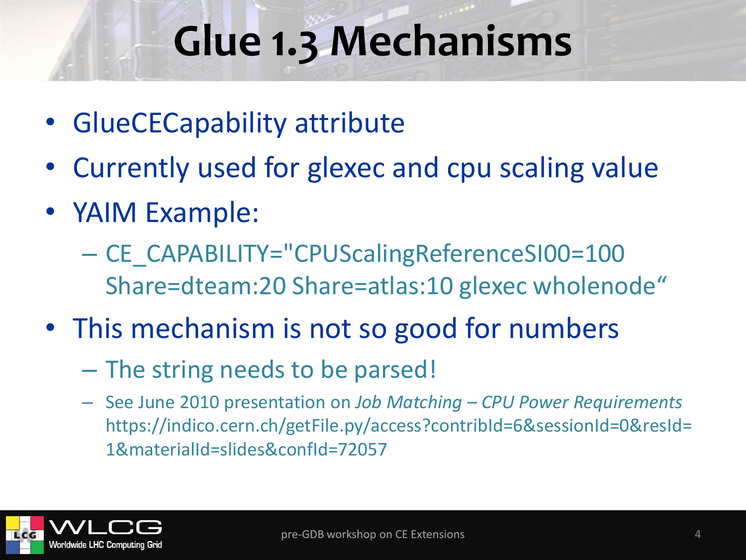# Glue 1.3 Mechanisms

- GlueCECapability attribute
- Currently used for glexec and cpu scaling value
- YAIM Example:
  - CE_CAPABILITY="CPUScalingReferenceSI00=100 Share=dteam:20 Share=atlas:10 glexec wholenode“
- This mechanism is not so good for numbers
  - The string needs to be parsed!
  - See June 2010 presentation on *Job Matching – CPU Power Requirements* https://indico.cern.ch/getFile.py/access?contribId=6&sessionId=0&resId=1&materialId=slides&confId=72057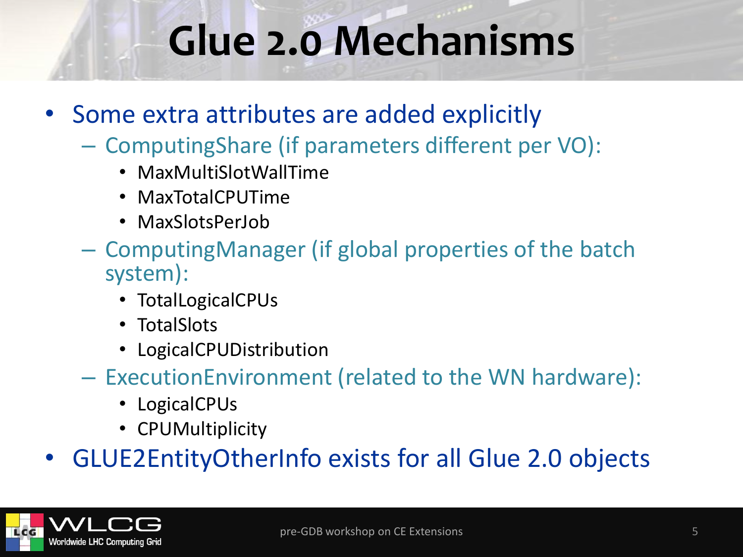# Glue 2.0 Mechanisms

- Some extra attributes are added explicitly
  - ComputingShare (if parameters different per VO):
    - MaxMultiSlotWallTime
    - MaxTotalCPUTime
    - MaxSlotsPerJob
  - ComputingManager (if global properties of the batch system):
    - TotalLogicalCPUs
    - TotalSlots
    - LogicalCPUDistribution
  - ExecutionEnvironment (related to the WN hardware):
    - LogicalCPUs
    - CPUMultiplicity
- GLUE2EntityOtherInfo exists for all Glue 2.0 objects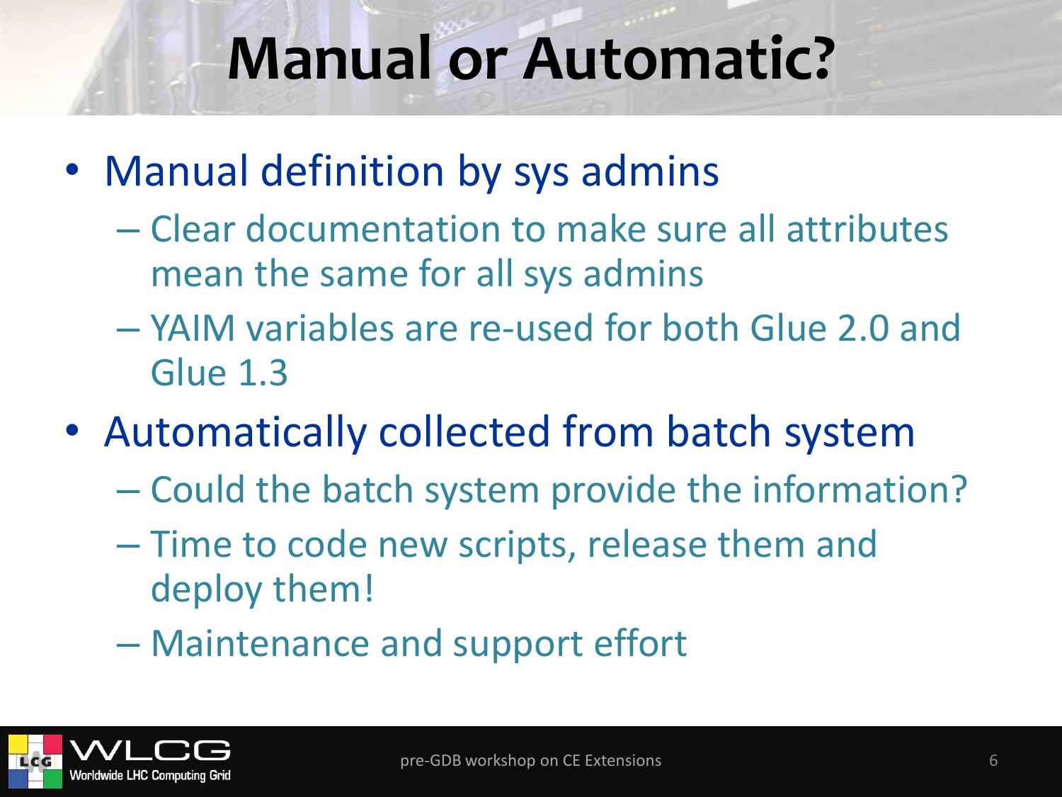# Manual or Automatic?

- Manual definition by sys admins
  - Clear documentation to make sure all attributes mean the same for all sys admins
  - YAIM variables are re-used for both Glue 2.0 and Glue 1.3
- Automatically collected from batch system
  - Could the batch system provide the information?
  - Time to code new scripts, release them and deploy them!
  - Maintenance and support effort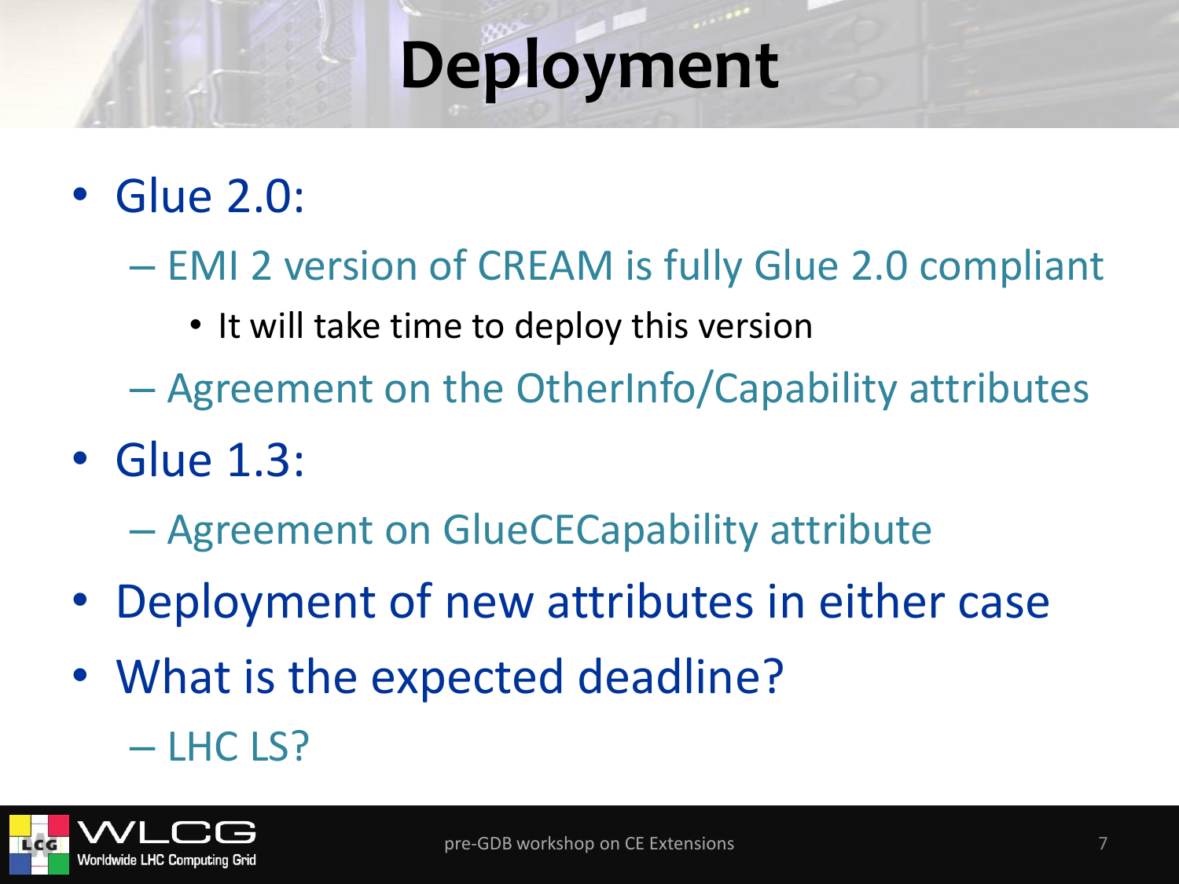# Deployment

- Glue 2.0:
  - EMI 2 version of CREAM is fully Glue 2.0 compliant
    - It will take time to deploy this version
  - Agreement on the OtherInfo/Capability attributes
- Glue 1.3:
  - Agreement on GlueCECapability attribute
- Deployment of new attributes in either case
- What is the expected deadline?
  - LHC LS?